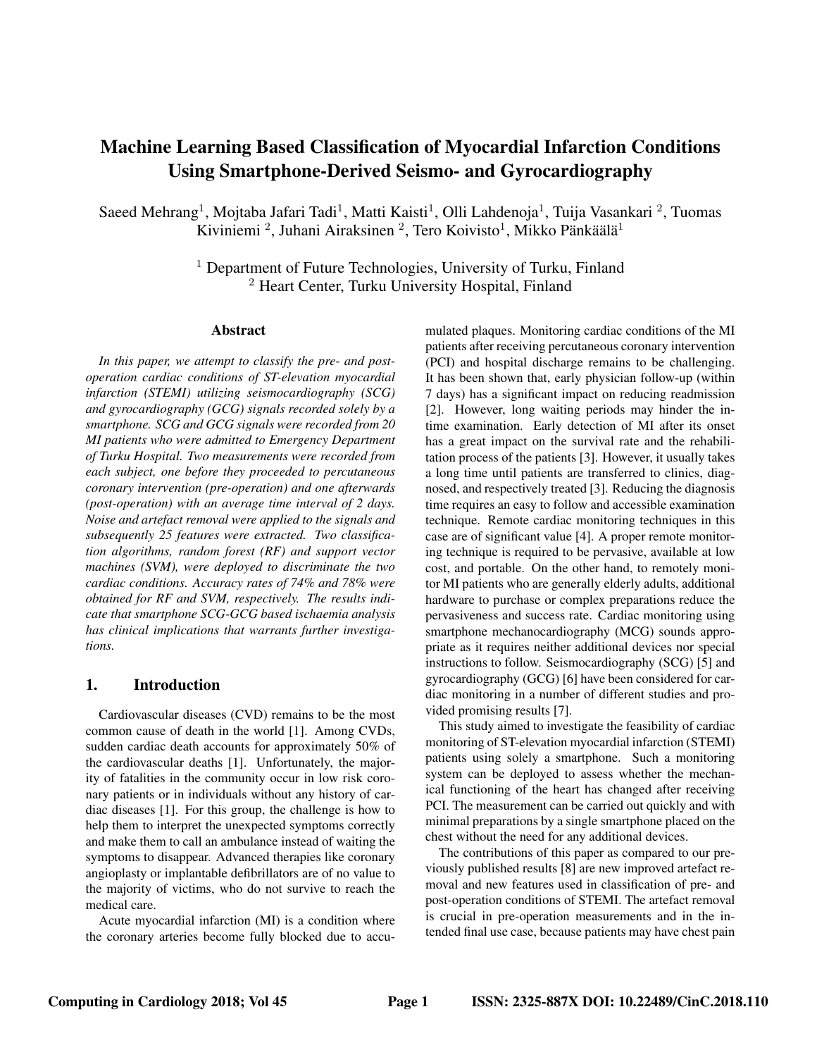# Machine Learning Based Classification of Myocardial Infarction Conditions Using Smartphone-Derived Seismo- and Gyrocardiography

Saeed Mehrang[1], Mojtaba Jafari Tadi[1], Matti Kaisti[1], Olli Lahdenoja[1], Tuija Vasankari [2], Tuomas Kiviniemi [2], Juhani Airaksinen [2], Tero Koivisto[1], Mikko Pänkäälä[1]

[1] Department of Future Technologies, University of Turku, Finland
[2] Heart Center, Turku University Hospital, Finland

### Abstract

*In this paper, we attempt to classify the pre- and post-operation cardiac conditions of ST-elevation myocardial infarction (STEMI) utilizing seismocardiography (SCG) and gyrocardiography (GCG) signals recorded solely by a smartphone. SCG and GCG signals were recorded from 20 MI patients who were admitted to Emergency Department of Turku Hospital. Two measurements were recorded from each subject, one before they proceeded to percutaneous coronary intervention (pre-operation) and one afterwards (post-operation) with an average time interval of 2 days. Noise and artefact removal were applied to the signals and subsequently 25 features were extracted. Two classification algorithms, random forest (RF) and support vector machines (SVM), were deployed to discriminate the two cardiac conditions. Accuracy rates of 74% and 78% were obtained for RF and SVM, respectively. The results indicate that smartphone SCG-GCG based ischaemia analysis has clinical implications that warrants further investigations.*

## 1. Introduction

Cardiovascular diseases (CVD) remains to be the most common cause of death in the world [1]. Among CVDs, sudden cardiac death accounts for approximately 50% of the cardiovascular deaths [1]. Unfortunately, the majority of fatalities in the community occur in low risk coronary patients or in individuals without any history of cardiac diseases [1]. For this group, the challenge is how to help them to interpret the unexpected symptoms correctly and make them to call an ambulance instead of waiting the symptoms to disappear. Advanced therapies like coronary angioplasty or implantable defibrillators are of no value to the majority of victims, who do not survive to reach the medical care.

Acute myocardial infarction (MI) is a condition where the coronary arteries become fully blocked due to accumulated plaques. Monitoring cardiac conditions of the MI patients after receiving percutaneous coronary intervention (PCI) and hospital discharge remains to be challenging. It has been shown that, early physician follow-up (within 7 days) has a significant impact on reducing readmission [2]. However, long waiting periods may hinder the in-time examination. Early detection of MI after its onset has a great impact on the survival rate and the rehabilitation process of the patients [3]. However, it usually takes a long time until patients are transferred to clinics, diagnosed, and respectively treated [3]. Reducing the diagnosis time requires an easy to follow and accessible examination technique. Remote cardiac monitoring techniques in this case are of significant value [4]. A proper remote monitoring technique is required to be pervasive, available at low cost, and portable. On the other hand, to remotely monitor MI patients who are generally elderly adults, additional hardware to purchase or complex preparations reduce the pervasiveness and success rate. Cardiac monitoring using smartphone mechanocardiography (MCG) sounds appropriate as it requires neither additional devices nor special instructions to follow. Seismocardiography (SCG) [5] and gyrocardiography (GCG) [6] have been considered for cardiac monitoring in a number of different studies and provided promising results [7].

This study aimed to investigate the feasibility of cardiac monitoring of ST-elevation myocardial infarction (STEMI) patients using solely a smartphone. Such a monitoring system can be deployed to assess whether the mechanical functioning of the heart has changed after receiving PCI. The measurement can be carried out quickly and with minimal preparations by a single smartphone placed on the chest without the need for any additional devices.

The contributions of this paper as compared to our previously published results [8] are new improved artefact removal and new features used in classification of pre- and post-operation conditions of STEMI. The artefact removal is crucial in pre-operation measurements and in the intended final use case, because patients may have chest pain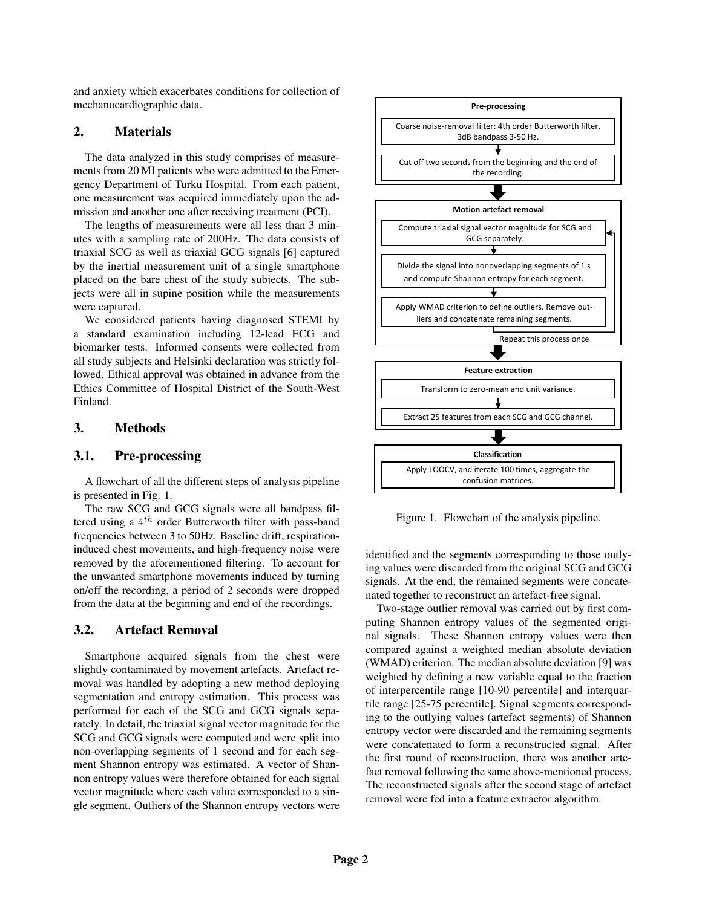and anxiety which exacerbates conditions for collection of mechanocardiographic data.

## 2. Materials

The data analyzed in this study comprises of measurements from 20 MI patients who were admitted to the Emergency Department of Turku Hospital. From each patient, one measurement was acquired immediately upon the admission and another one after receiving treatment (PCI).

The lengths of measurements were all less than 3 minutes with a sampling rate of 200Hz. The data consists of triaxial SCG as well as triaxial GCG signals [6] captured by the inertial measurement unit of a single smartphone placed on the bare chest of the study subjects. The subjects were all in supine position while the measurements were captured.

We considered patients having diagnosed STEMI by a standard examination including 12-lead ECG and biomarker tests. Informed consents were collected from all study subjects and Helsinki declaration was strictly followed. Ethical approval was obtained in advance from the Ethics Committee of Hospital District of the South-West Finland.

## 3. Methods

### 3.1. Pre-processing

A flowchart of all the different steps of analysis pipeline is presented in Fig. 1.

The raw SCG and GCG signals were all bandpass filtered using a $4^{th}$ order Butterworth filter with pass-band frequencies between 3 to 50Hz. Baseline drift, respiration-induced chest movements, and high-frequency noise were removed by the aforementioned filtering. To account for the unwanted smartphone movements induced by turning on/off the recording, a period of 2 seconds were dropped from the data at the beginning and end of the recordings.

### 3.2. Artefact Removal

Smartphone acquired signals from the chest were slightly contaminated by movement artefacts. Artefact removal was handled by adopting a new method deploying segmentation and entropy estimation. This process was performed for each of the SCG and GCG signals separately. In detail, the triaxial signal vector magnitude for the SCG and GCG signals were computed and were split into non-overlapping segments of 1 second and for each segment Shannon entropy was estimated. A vector of Shannon entropy values were therefore obtained for each signal vector magnitude where each value corresponded to a single segment. Outliers of the Shannon entropy vectors were identified and the segments corresponding to those outlying values were discarded from the original SCG and GCG signals. At the end, the remained segments were concatenated together to reconstruct an artefact-free signal.

**Pre-processing**
- Coarse noise-removal filter: 4th order Butterworth filter, 3dB bandpass 3-50 Hz.
- Cut off two seconds from the beginning and the end of the recording.

**Motion artefact removal**
- Compute triaxial signal vector magnitude for SCG and GCG separately.
- Divide the signal into nonoverlapping segments of 1 s and compute Shannon entropy for each segment.
- Apply WMAD criterion to define outliers. Remove outliers and concatenate remaining segments.
- Repeat this process once

**Feature extraction**
- Transform to zero-mean and unit variance.
- Extract 25 features from each SCG and GCG channel.

**Classification**
- Apply LOOCV, and iterate 100 times, aggregate the confusion matrices.

Figure 1. Flowchart of the analysis pipeline.

Two-stage outlier removal was carried out by first computing Shannon entropy values of the segmented original signals. These Shannon entropy values were then compared against a weighted median absolute deviation (WMAD) criterion. The median absolute deviation [9] was weighted by defining a new variable equal to the fraction of interpercentile range [10-90 percentile] and interquartile range [25-75 percentile]. Signal segments corresponding to the outlying values (artefact segments) of Shannon entropy vector were discarded and the remaining segments were concatenated to form a reconstructed signal. After the first round of reconstruction, there was another artefact removal following the same above-mentioned process. The reconstructed signals after the second stage of artefact removal were fed into a feature extractor algorithm.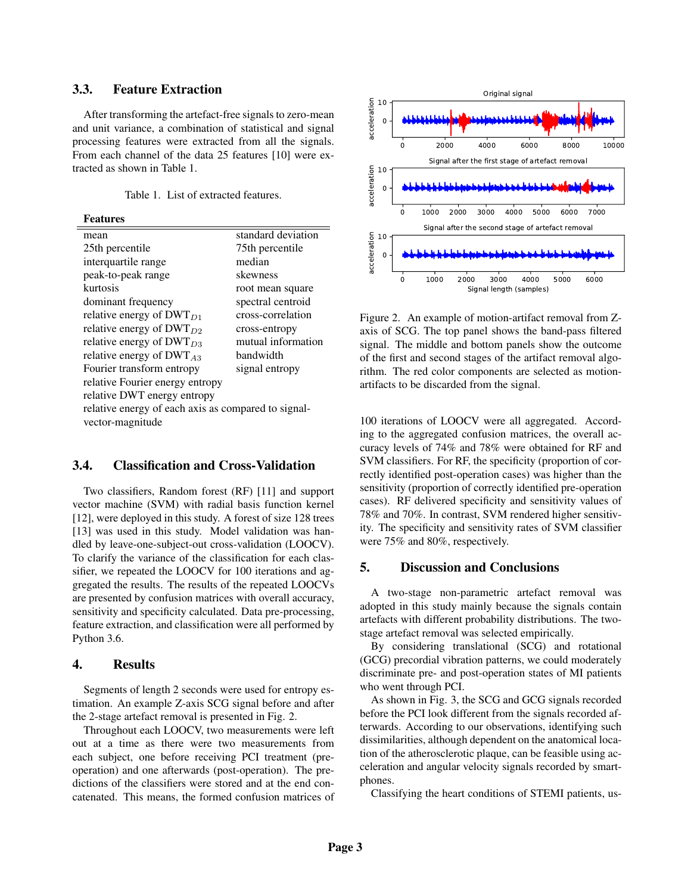### 3.3. Feature Extraction

After transforming the artefact-free signals to zero-mean and unit variance, a combination of statistical and signal processing features were extracted from all the signals. From each channel of the data 25 features [10] were extracted as shown in Table 1.

Table 1. List of extracted features.

| **Features** | |
|---|---|
| mean | standard deviation |
| 25th percentile | 75th percentile |
| interquartile range | median |
| peak-to-peak range | skewness |
| kurtosis | root mean square |
| dominant frequency | spectral centroid |
| relative energy of $\text{DWT}_{D1}$ | cross-correlation |
| relative energy of $\text{DWT}_{D2}$ | cross-entropy |
| relative energy of $\text{DWT}_{D3}$ | mutual information |
| relative energy of $\text{DWT}_{A3}$ | bandwidth |
| Fourier transform entropy | signal entropy |
| relative Fourier energy entropy | |
| relative DWT energy entropy | |
| relative energy of each axis as compared to signal-vector-magnitude | |

### 3.4. Classification and Cross-Validation

Two classifiers, Random forest (RF) [11] and support vector machine (SVM) with radial basis function kernel [12], were deployed in this study. A forest of size 128 trees [13] was used in this study. Model validation was handled by leave-one-subject-out cross-validation (LOOCV). To clarify the variance of the classification for each classifier, we repeated the LOOCV for 100 iterations and aggregated the results. The results of the repeated LOOCVs are presented by confusion matrices with overall accuracy, sensitivity and specificity calculated. Data pre-processing, feature extraction, and classification were all performed by Python 3.6.

## 4. Results

Segments of length 2 seconds were used for entropy estimation. An example Z-axis SCG signal before and after the 2-stage artefact removal is presented in Fig. 2.

Throughout each LOOCV, two measurements were left out at a time as there were two measurements from each subject, one before receiving PCI treatment (pre-operation) and one afterwards (post-operation). The predictions of the classifiers were stored and at the end concatenated. This means, the formed confusion matrices of

Figure 2. An example of motion-artifact removal from Z-axis of SCG. The top panel shows the band-pass filtered signal. The middle and bottom panels show the outcome of the first and second stages of the artifact removal algorithm. The red color components are selected as motion-artifacts to be discarded from the signal.

100 iterations of LOOCV were all aggregated. According to the aggregated confusion matrices, the overall accuracy levels of 74% and 78% were obtained for RF and SVM classifiers. For RF, the specificity (proportion of correctly identified post-operation cases) was higher than the sensitivity (proportion of correctly identified pre-operation cases). RF delivered specificity and sensitivity values of 78% and 70%. In contrast, SVM rendered higher sensitivity. The specificity and sensitivity rates of SVM classifier were 75% and 80%, respectively.

## 5. Discussion and Conclusions

A two-stage non-parametric artefact removal was adopted in this study mainly because the signals contain artefacts with different probability distributions. The two-stage artefact removal was selected empirically.

By considering translational (SCG) and rotational (GCG) precordial vibration patterns, we could moderately discriminate pre- and post-operation states of MI patients who went through PCI.

As shown in Fig. 3, the SCG and GCG signals recorded before the PCI look different from the signals recorded afterwards. According to our observations, identifying such dissimilarities, although dependent on the anatomical location of the atherosclerotic plaque, can be feasible using acceleration and angular velocity signals recorded by smartphones.

Classifying the heart conditions of STEMI patients, us-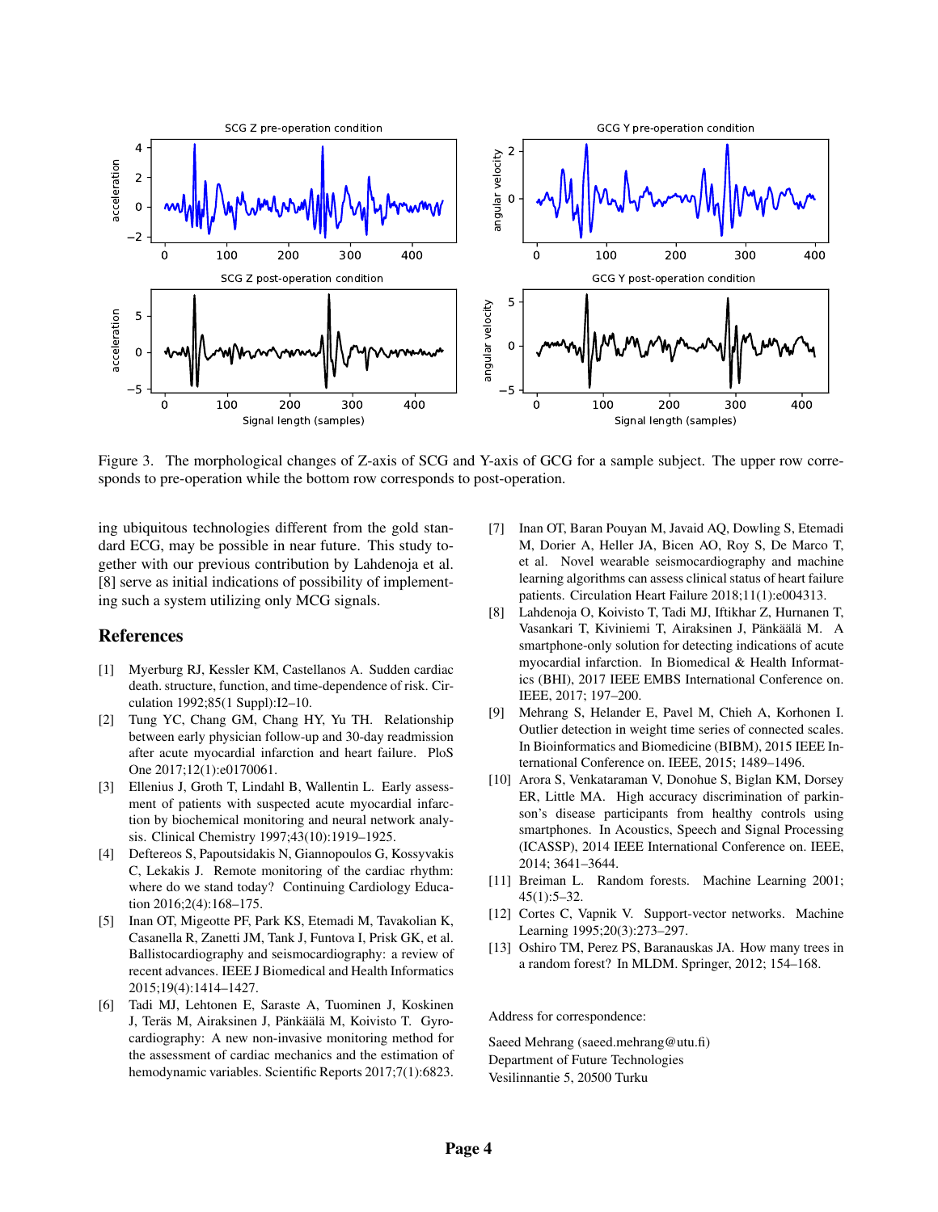SCG Z pre-operation condition

acceleration

4
2
0
−2

0 100 200 300 400

GCG Y pre-operation condition

angular velocity

2
0

0 100 200 300 400

SCG Z post-operation condition

acceleration

5
0
−5

0 100 200 300 400

Signal length (samples)

GCG Y post-operation condition

angular velocity

5
0
−5

0 100 200 300 400

Signal length (samples)

Figure 3. The morphological changes of Z-axis of SCG and Y-axis of GCG for a sample subject. The upper row corresponds to pre-operation while the bottom row corresponds to post-operation.

ing ubiquitous technologies different from the gold standard ECG, may be possible in near future. This study together with our previous contribution by Lahdenoja et al. [8] serve as initial indications of possibility of implementing such a system utilizing only MCG signals.

## References

[1] Myerburg RJ, Kessler KM, Castellanos A. Sudden cardiac death. structure, function, and time-dependence of risk. Circulation 1992;85(1 Suppl):I2–10.

[2] Tung YC, Chang GM, Chang HY, Yu TH. Relationship between early physician follow-up and 30-day readmission after acute myocardial infarction and heart failure. PloS One 2017;12(1):e0170061.

[3] Ellenius J, Groth T, Lindahl B, Wallentin L. Early assessment of patients with suspected acute myocardial infarction by biochemical monitoring and neural network analysis. Clinical Chemistry 1997;43(10):1919–1925.

[4] Deftereos S, Papoutsidakis N, Giannopoulos G, Kossyvakis C, Lekakis J. Remote monitoring of the cardiac rhythm: where do we stand today? Continuing Cardiology Education 2016;2(4):168–175.

[5] Inan OT, Migeotte PF, Park KS, Etemadi M, Tavakolian K, Casanella R, Zanetti JM, Tank J, Funtova I, Prisk GK, et al. Ballistocardiography and seismocardiography: a review of recent advances. IEEE J Biomedical and Health Informatics 2015;19(4):1414–1427.

[6] Tadi MJ, Lehtonen E, Saraste A, Tuominen J, Koskinen J, Teräs M, Airaksinen J, Pänkäälä M, Koivisto T. Gyrocardiography: A new non-invasive monitoring method for the assessment of cardiac mechanics and the estimation of hemodynamic variables. Scientific Reports 2017;7(1):6823.

[7] Inan OT, Baran Pouyan M, Javaid AQ, Dowling S, Etemadi M, Dorier A, Heller JA, Bicen AO, Roy S, De Marco T, et al. Novel wearable seismocardiography and machine learning algorithms can assess clinical status of heart failure patients. Circulation Heart Failure 2018;11(1):e004313.

[8] Lahdenoja O, Koivisto T, Tadi MJ, Iftikhar Z, Hurnanen T, Vasankari T, Kiviniemi T, Airaksinen J, Pänkäälä M. A smartphone-only solution for detecting indications of acute myocardial infarction. In Biomedical & Health Informatics (BHI), 2017 IEEE EMBS International Conference on. IEEE, 2017; 197–200.

[9] Mehrang S, Helander E, Pavel M, Chieh A, Korhonen I. Outlier detection in weight time series of connected scales. In Bioinformatics and Biomedicine (BIBM), 2015 IEEE International Conference on. IEEE, 2015; 1489–1496.

[10] Arora S, Venkataraman V, Donohue S, Biglan KM, Dorsey ER, Little MA. High accuracy discrimination of parkinson's disease participants from healthy controls using smartphones. In Acoustics, Speech and Signal Processing (ICASSP), 2014 IEEE International Conference on. IEEE, 2014; 3641–3644.

[11] Breiman L. Random forests. Machine Learning 2001; 45(1):5–32.

[12] Cortes C, Vapnik V. Support-vector networks. Machine Learning 1995;20(3):273–297.

[13] Oshiro TM, Perez PS, Baranauskas JA. How many trees in a random forest? In MLDM. Springer, 2012; 154–168.

Address for correspondence:

Saeed Mehrang (saeed.mehrang@utu.fi)
Department of Future Technologies
Vesilinnantie 5, 20500 Turku